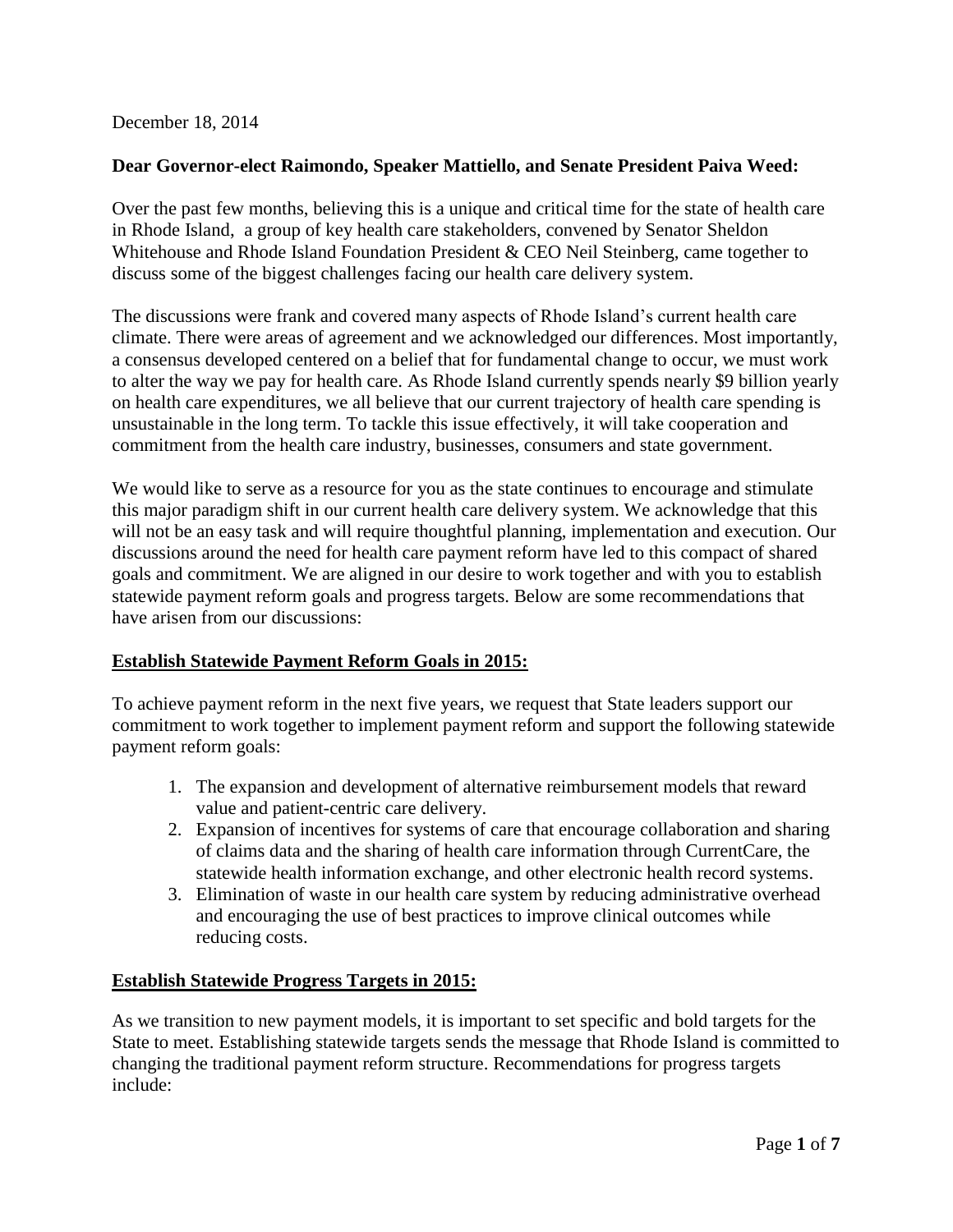December 18, 2014

**Dear Governor-elect Raimondo, Speaker Mattiello, and Senate President Paiva Weed:**

Over the past few months, believing this is a unique and critical time for the state of health care in Rhode Island, a group of key health care stakeholders, convened by Senator Sheldon Whitehouse and Rhode Island Foundation President & CEO Neil Steinberg, came together to discuss some of the biggest challenges facing our health care delivery system.

The discussions were frank and covered many aspects of Rhode Island's current health care climate. There were areas of agreement and we acknowledged our differences. Most importantly, a consensus developed centered on a belief that for fundamental change to occur, we must work to alter the way we pay for health care. As Rhode Island currently spends nearly $9 billion yearly on health care expenditures, we all believe that our current trajectory of health care spending is unsustainable in the long term. To tackle this issue effectively, it will take cooperation and commitment from the health care industry, businesses, consumers and state government.

We would like to serve as a resource for you as the state continues to encourage and stimulate this major paradigm shift in our current health care delivery system. We acknowledge that this will not be an easy task and will require thoughtful planning, implementation and execution. Our discussions around the need for health care payment reform have led to this compact of shared goals and commitment. We are aligned in our desire to work together and with you to establish statewide payment reform goals and progress targets. Below are some recommendations that have arisen from our discussions:

## Establish Statewide Payment Reform Goals in 2015:

To achieve payment reform in the next five years, we request that State leaders support our commitment to work together to implement payment reform and support the following statewide payment reform goals:

1. The expansion and development of alternative reimbursement models that reward value and patient-centric care delivery.
2. Expansion of incentives for systems of care that encourage collaboration and sharing of claims data and the sharing of health care information through CurrentCare, the statewide health information exchange, and other electronic health record systems.
3. Elimination of waste in our health care system by reducing administrative overhead and encouraging the use of best practices to improve clinical outcomes while reducing costs.

## Establish Statewide Progress Targets in 2015:

As we transition to new payment models, it is important to set specific and bold targets for the State to meet. Establishing statewide targets sends the message that Rhode Island is committed to changing the traditional payment reform structure. Recommendations for progress targets include: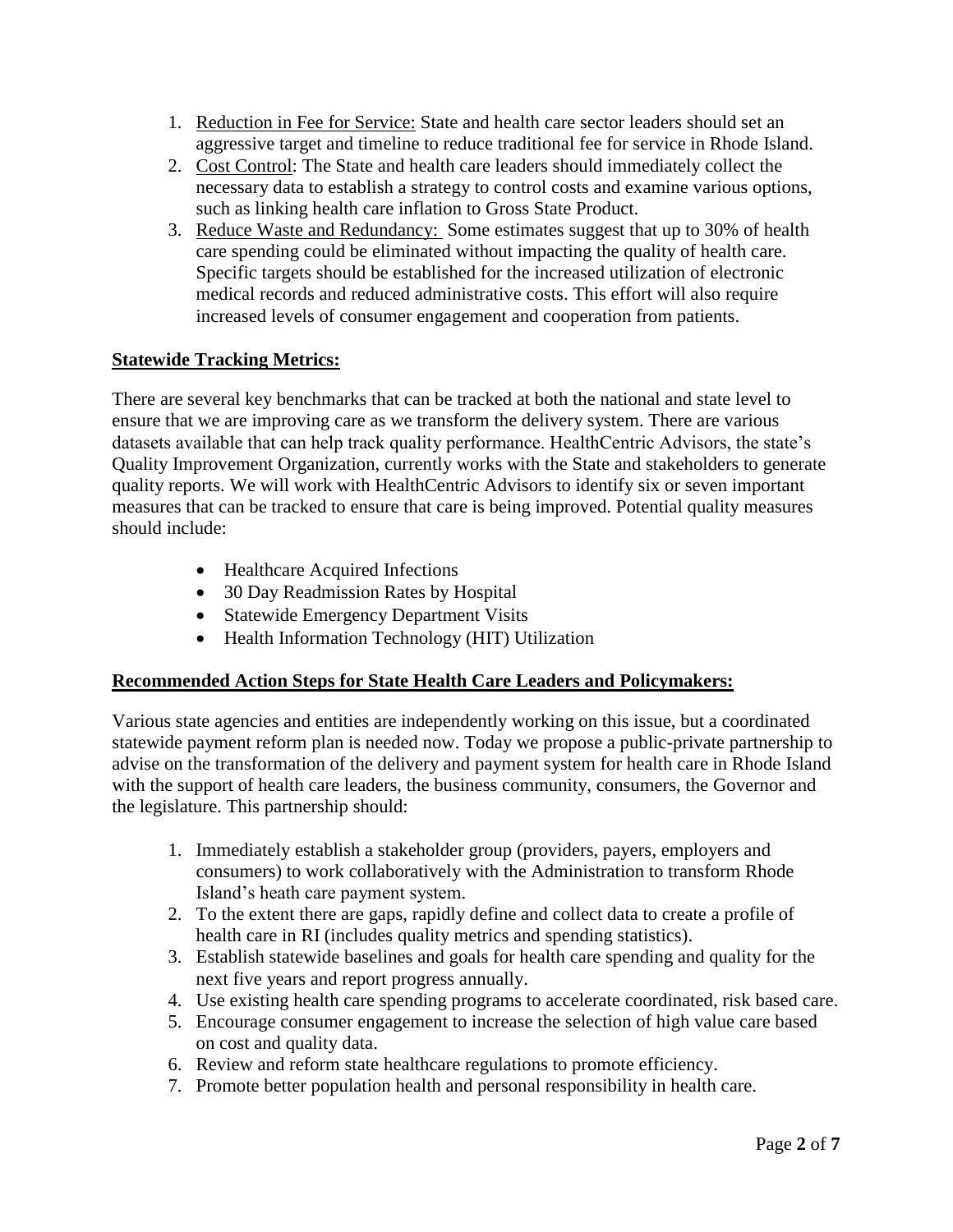1. Reduction in Fee for Service: State and health care sector leaders should set an aggressive target and timeline to reduce traditional fee for service in Rhode Island.
2. Cost Control: The State and health care leaders should immediately collect the necessary data to establish a strategy to control costs and examine various options, such as linking health care inflation to Gross State Product.
3. Reduce Waste and Redundancy: Some estimates suggest that up to 30% of health care spending could be eliminated without impacting the quality of health care. Specific targets should be established for the increased utilization of electronic medical records and reduced administrative costs. This effort will also require increased levels of consumer engagement and cooperation from patients.

**Statewide Tracking Metrics:**

There are several key benchmarks that can be tracked at both the national and state level to ensure that we are improving care as we transform the delivery system. There are various datasets available that can help track quality performance. HealthCentric Advisors, the state's Quality Improvement Organization, currently works with the State and stakeholders to generate quality reports. We will work with HealthCentric Advisors to identify six or seven important measures that can be tracked to ensure that care is being improved. Potential quality measures should include:

- Healthcare Acquired Infections
- 30 Day Readmission Rates by Hospital
- Statewide Emergency Department Visits
- Health Information Technology (HIT) Utilization

**Recommended Action Steps for State Health Care Leaders and Policymakers:**

Various state agencies and entities are independently working on this issue, but a coordinated statewide payment reform plan is needed now. Today we propose a public-private partnership to advise on the transformation of the delivery and payment system for health care in Rhode Island with the support of health care leaders, the business community, consumers, the Governor and the legislature. This partnership should:

1. Immediately establish a stakeholder group (providers, payers, employers and consumers) to work collaboratively with the Administration to transform Rhode Island's heath care payment system.
2. To the extent there are gaps, rapidly define and collect data to create a profile of health care in RI (includes quality metrics and spending statistics).
3. Establish statewide baselines and goals for health care spending and quality for the next five years and report progress annually.
4. Use existing health care spending programs to accelerate coordinated, risk based care.
5. Encourage consumer engagement to increase the selection of high value care based on cost and quality data.
6. Review and reform state healthcare regulations to promote efficiency.
7. Promote better population health and personal responsibility in health care.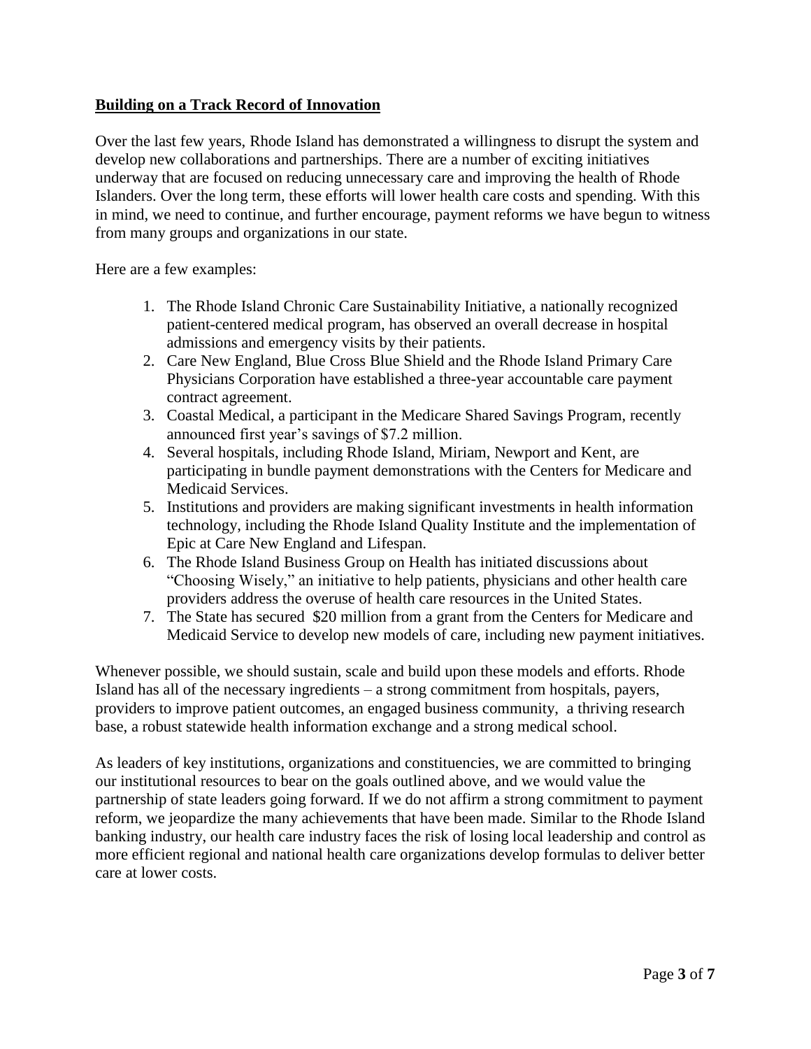## Building on a Track Record of Innovation

Over the last few years, Rhode Island has demonstrated a willingness to disrupt the system and develop new collaborations and partnerships. There are a number of exciting initiatives underway that are focused on reducing unnecessary care and improving the health of Rhode Islanders. Over the long term, these efforts will lower health care costs and spending. With this in mind, we need to continue, and further encourage, payment reforms we have begun to witness from many groups and organizations in our state.

Here are a few examples:

1. The Rhode Island Chronic Care Sustainability Initiative, a nationally recognized patient-centered medical program, has observed an overall decrease in hospital admissions and emergency visits by their patients.
2. Care New England, Blue Cross Blue Shield and the Rhode Island Primary Care Physicians Corporation have established a three-year accountable care payment contract agreement.
3. Coastal Medical, a participant in the Medicare Shared Savings Program, recently announced first year's savings of $7.2 million.
4. Several hospitals, including Rhode Island, Miriam, Newport and Kent, are participating in bundle payment demonstrations with the Centers for Medicare and Medicaid Services.
5. Institutions and providers are making significant investments in health information technology, including the Rhode Island Quality Institute and the implementation of Epic at Care New England and Lifespan.
6. The Rhode Island Business Group on Health has initiated discussions about "Choosing Wisely," an initiative to help patients, physicians and other health care providers address the overuse of health care resources in the United States.
7. The State has secured $20 million from a grant from the Centers for Medicare and Medicaid Service to develop new models of care, including new payment initiatives.

Whenever possible, we should sustain, scale and build upon these models and efforts. Rhode Island has all of the necessary ingredients – a strong commitment from hospitals, payers, providers to improve patient outcomes, an engaged business community, a thriving research base, a robust statewide health information exchange and a strong medical school.

As leaders of key institutions, organizations and constituencies, we are committed to bringing our institutional resources to bear on the goals outlined above, and we would value the partnership of state leaders going forward. If we do not affirm a strong commitment to payment reform, we jeopardize the many achievements that have been made. Similar to the Rhode Island banking industry, our health care industry faces the risk of losing local leadership and control as more efficient regional and national health care organizations develop formulas to deliver better care at lower costs.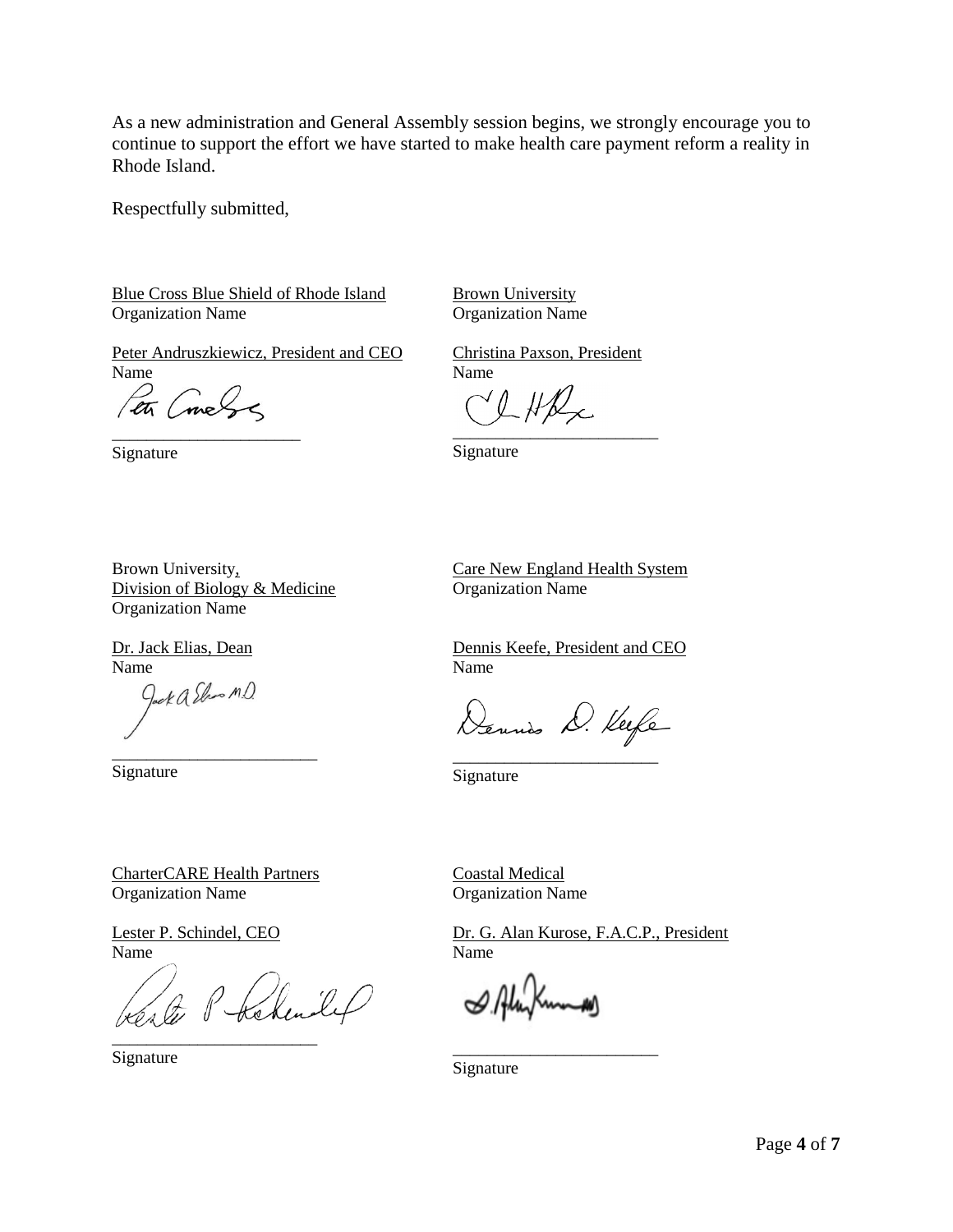As a new administration and General Assembly session begins, we strongly encourage you to continue to support the effort we have started to make health care payment reform a reality in Rhode Island.

Respectfully submitted,

Blue Cross Blue Shield of Rhode Island
Organization Name

Peter Andruszkiewicz, President and CEO
Name

\_\_\_\_\_\_\_\_\_\_\_\_\_\_\_\_\_\_\_\_\_\_
Signature

Brown University
Organization Name

Christina Paxson, President
Name

\_\_\_\_\_\_\_\_\_\_\_\_\_\_\_\_\_\_\_\_\_\_
Signature

Brown University,
Division of Biology & Medicine
Organization Name

Dr. Jack Elias, Dean
Name

\_\_\_\_\_\_\_\_\_\_\_\_\_\_\_\_\_\_\_\_\_\_
Signature

Care New England Health System
Organization Name

Dennis Keefe, President and CEO
Name

\_\_\_\_\_\_\_\_\_\_\_\_\_\_\_\_\_\_\_\_\_\_
Signature

CharterCARE Health Partners
Organization Name

Lester P. Schindel, CEO
Name

\_\_\_\_\_\_\_\_\_\_\_\_\_\_\_\_\_\_\_\_\_\_
Signature

Coastal Medical
Organization Name

Dr. G. Alan Kurose, F.A.C.P., President
Name

\_\_\_\_\_\_\_\_\_\_\_\_\_\_\_\_\_\_\_\_\_\_
Signature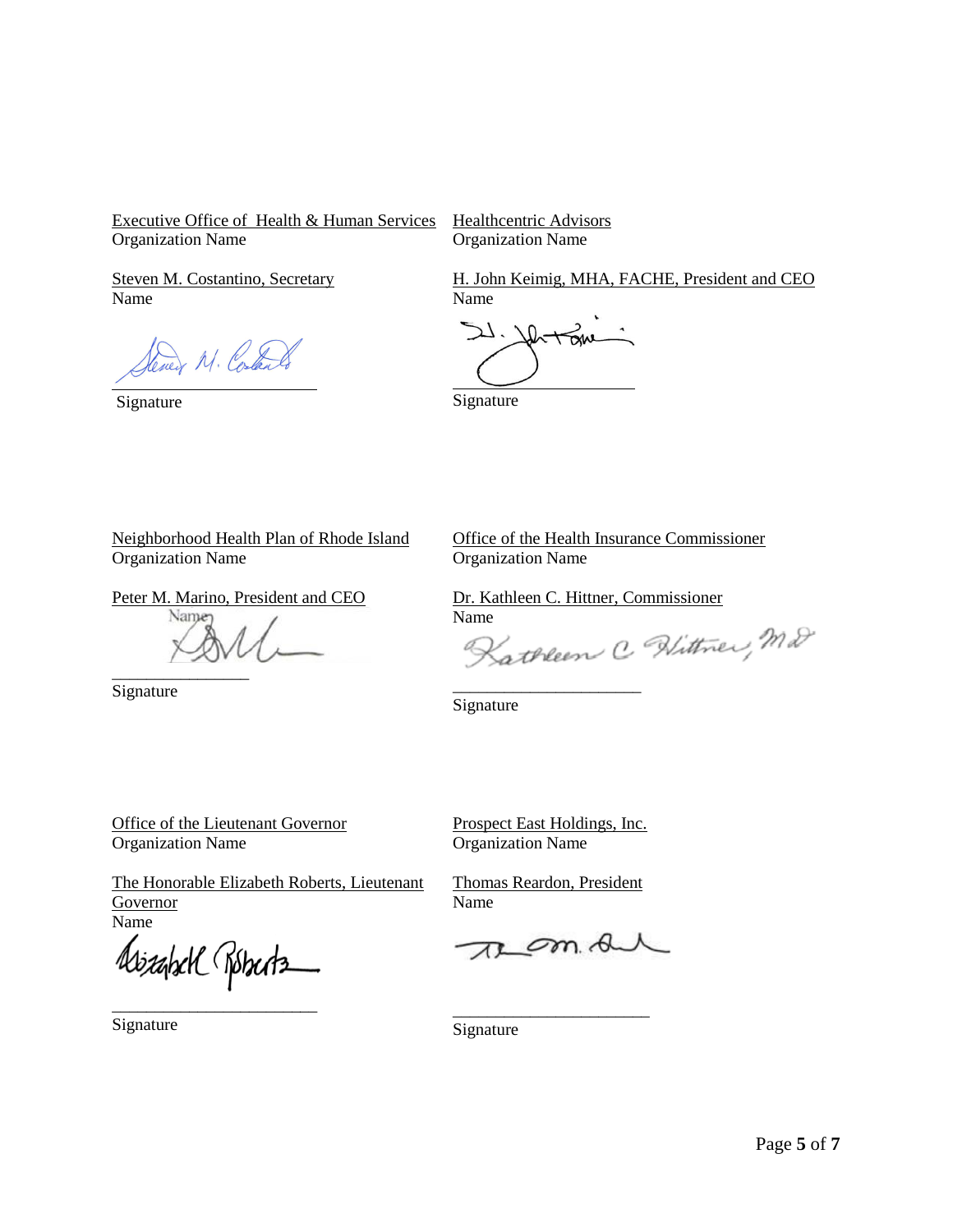| | |
|---|---|
| Executive Office of Health & Human Services | Healthcentric Advisors |
| Organization Name | Organization Name |
| Steven M. Costantino, Secretary | H. John Keimig, MHA, FACHE, President and CEO |
| Name | Name |
| Signature | Signature |
| Neighborhood Health Plan of Rhode Island | Office of the Health Insurance Commissioner |
| Organization Name | Organization Name |
| Peter M. Marino, President and CEO | Dr. Kathleen C. Hittner, Commissioner |
| Name | Name |
| Signature | Signature |
| Office of the Lieutenant Governor | Prospect East Holdings, Inc. |
| Organization Name | Organization Name |
| The Honorable Elizabeth Roberts, Lieutenant Governor | Thomas Reardon, President |
| Name | Name |
| Signature | Signature |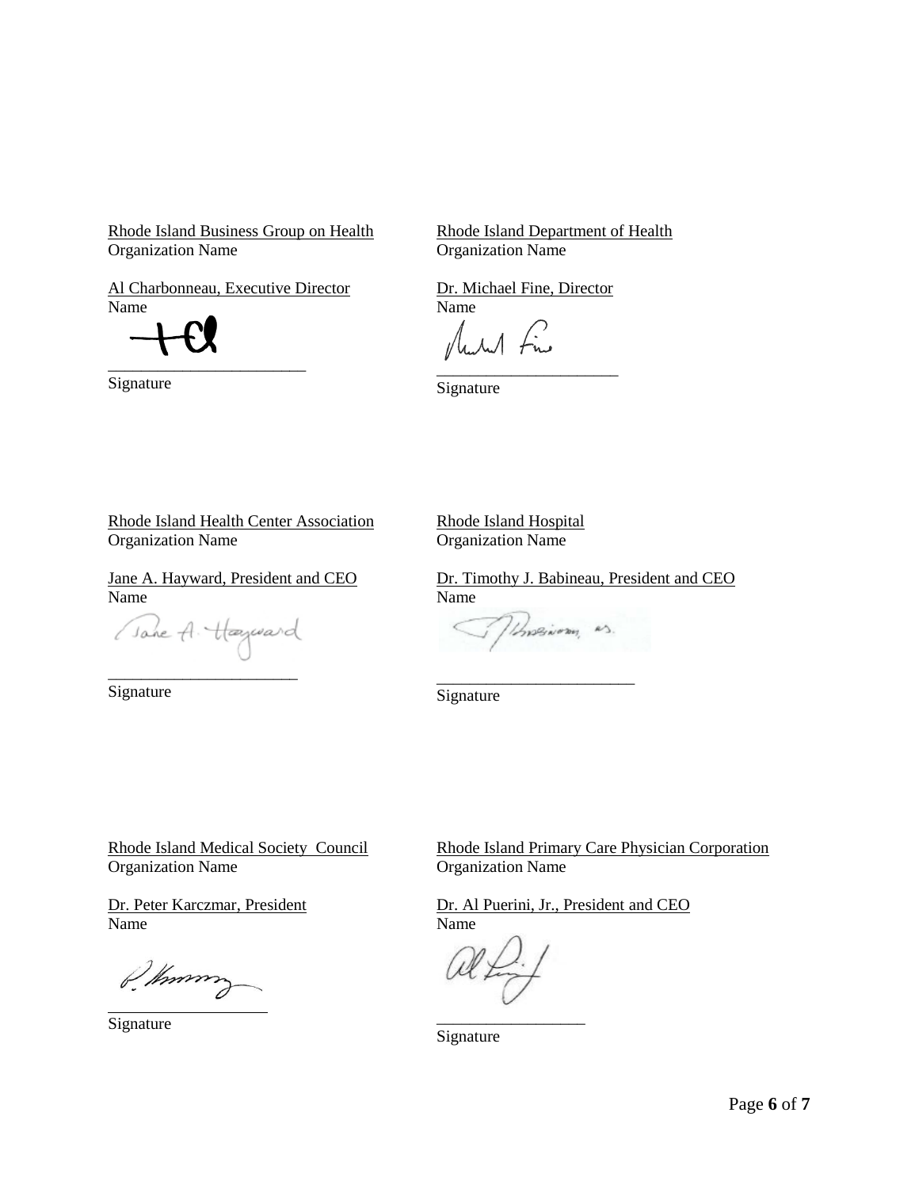Rhode Island Business Group on Health
Organization Name

Al Charbonneau, Executive Director
Name

\_\_\_\_\_\_\_\_\_\_\_\_\_\_\_\_\_\_\_\_\_\_\_\_
Signature

Rhode Island Department of Health
Organization Name

Dr. Michael Fine, Director
Name

\_\_\_\_\_\_\_\_\_\_\_\_\_\_\_\_\_\_\_\_\_\_\_\_
Signature

Rhode Island Health Center Association
Organization Name

Jane A. Hayward, President and CEO
Name

\_\_\_\_\_\_\_\_\_\_\_\_\_\_\_\_\_\_\_\_\_\_\_\_
Signature

Rhode Island Hospital
Organization Name

Dr. Timothy J. Babineau, President and CEO
Name

\_\_\_\_\_\_\_\_\_\_\_\_\_\_\_\_\_\_\_\_\_\_\_\_
Signature

Rhode Island Medical Society Council
Organization Name

Dr. Peter Karczmar, President
Name

\_\_\_\_\_\_\_\_\_\_\_\_\_\_\_\_\_\_\_\_\_\_\_\_
Signature

Rhode Island Primary Care Physician Corporation
Organization Name

Dr. Al Puerini, Jr., President and CEO
Name

\_\_\_\_\_\_\_\_\_\_\_\_\_\_\_\_\_\_\_\_\_\_\_\_
Signature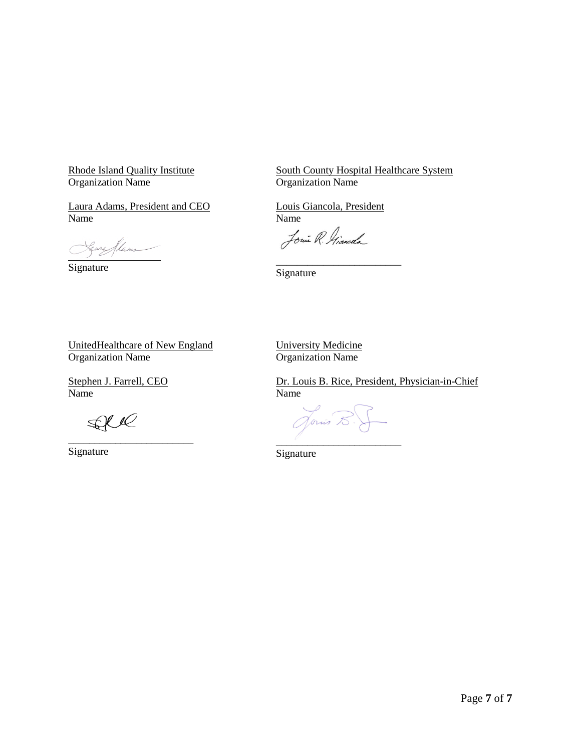Rhode Island Quality Institute
Organization Name

Laura Adams, President and CEO
Name

Signature

South County Hospital Healthcare System
Organization Name

Louis Giancola, President
Name

Signature

UnitedHealthcare of New England
Organization Name

Stephen J. Farrell, CEO
Name

Signature

University Medicine
Organization Name

Dr. Louis B. Rice, President, Physician-in-Chief
Name

Signature